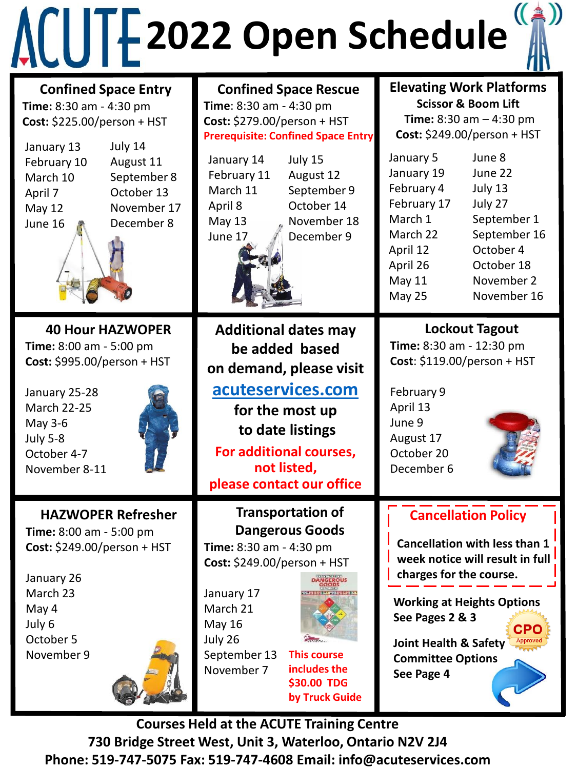# ACUTE 2022 Open Schedule

## Confined Space Entry

**Time:** 8:30 am - 4:30 pm
**Cost:** $225.00/person + HST

- January 13
- February 10
- March 10
- April 7
- May 12
- June 16
- July 14
- August 11
- September 8
- October 13
- November 17
- December 8

## Confined Space Rescue

**Time**: 8:30 am - 4:30 pm
**Cost:** $279.00/person + HST
**Prerequisite: Confined Space Entry**

- January 14
- February 11
- March 11
- April 8
- May 13
- June 17
- July 15
- August 12
- September 9
- October 14
- November 18
- December 9

## Elevating Work Platforms

**Scissor & Boom Lift**
**Time:** 8:30 am – 4:30 pm
**Cost:** $249.00/person + HST

- January 5
- January 19
- February 4
- February 17
- March 1
- March 22
- April 12
- April 26
- May 11
- May 25
- June 8
- June 22
- July 13
- July 27
- September 1
- September 16
- October 4
- October 18
- November 2
- November 16

## 40 Hour HAZWOPER

**Time:** 8:00 am - 5:00 pm
**Cost:** $995.00/person + HST

- January 25-28
- March 22-25
- May 3-6
- July 5-8
- October 4-7
- November 8-11

**Additional dates may be added based on demand, please visit acuteservices.com for the most up to date listings**

**For additional courses, not listed, please contact our office**

## Lockout Tagout

**Time:** 8:30 am - 12:30 pm
**Cost**: $119.00/person + HST

- February 9
- April 13
- June 9
- August 17
- October 20
- December 6

## HAZWOPER Refresher

**Time:** 8:00 am - 5:00 pm
**Cost:** $249.00/person + HST

- January 26
- March 23
- May 4
- July 6
- October 5
- November 9

## Transportation of Dangerous Goods

**Time:** 8:30 am - 4:30 pm
**Cost:** $249.00/person + HST

- January 17
- March 21
- May 16
- July 26
- September 13
- November 7

**This course includes the $30.00 TDG by Truck Guide**

## Cancellation Policy

**Cancellation with less than 1 week notice will result in full charges for the course.**

**Working at Heights Options See Pages 2 & 3**

CPO Approved

**Joint Health & Safety Committee Options See Page 4**

**Courses Held at the ACUTE Training Centre**
**730 Bridge Street West, Unit 3, Waterloo, Ontario N2V 2J4**
**Phone: 519-747-5075 Fax: 519-747-4608 Email: info@acuteservices.com**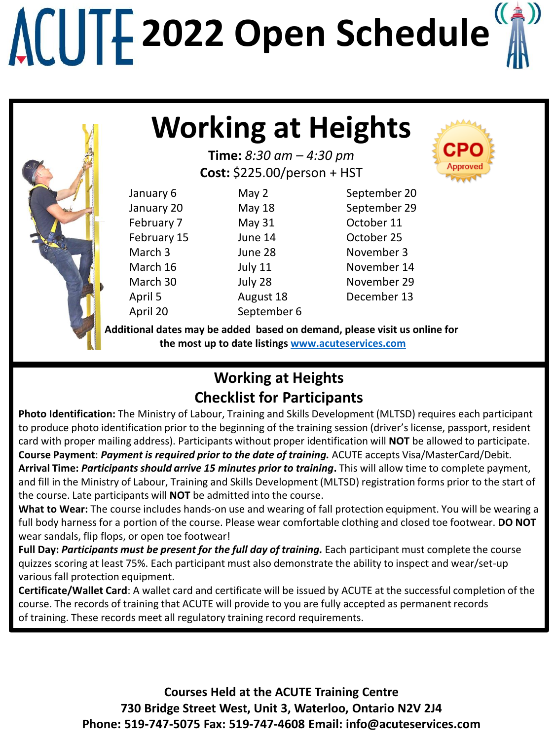# ACUTE 2022 Open Schedule

## Working at Heights

**Time:** *8:30 am – 4:30 pm*
**Cost:** $225.00/person + HST

CPO Approved

| | | |
|---|---|---|
| January 6 | May 2 | September 20 |
| January 20 | May 18 | September 29 |
| February 7 | May 31 | October 11 |
| February 15 | June 14 | October 25 |
| March 3 | June 28 | November 3 |
| March 16 | July 11 | November 14 |
| March 30 | July 28 | November 29 |
| April 5 | August 18 | December 13 |
| April 20 | September 6 | |

**Additional dates may be added based on demand, please visit us online for the most up to date listings [www.acuteservices.com](www.acuteservices.com)**

## Working at Heights Checklist for Participants

**Photo Identification:** The Ministry of Labour, Training and Skills Development (MLTSD) requires each participant to produce photo identification prior to the beginning of the training session (driver's license, passport, resident card with proper mailing address). Participants without proper identification will **NOT** be allowed to participate.

**Course Payment**: ***Payment is required prior to the date of training.*** ACUTE accepts Visa/MasterCard/Debit.

**Arrival Time: *Participants should arrive 15 minutes prior to training*.** This will allow time to complete payment, and fill in the Ministry of Labour, Training and Skills Development (MLTSD) registration forms prior to the start of the course. Late participants will **NOT** be admitted into the course.

**What to Wear:** The course includes hands-on use and wearing of fall protection equipment. You will be wearing a full body harness for a portion of the course. Please wear comfortable clothing and closed toe footwear. **DO NOT** wear sandals, flip flops, or open toe footwear!

**Full Day: *Participants must be present for the full day of training.*** Each participant must complete the course quizzes scoring at least 75%. Each participant must also demonstrate the ability to inspect and wear/set-up various fall protection equipment.

**Certificate/Wallet Card**: A wallet card and certificate will be issued by ACUTE at the successful completion of the course. The records of training that ACUTE will provide to you are fully accepted as permanent records of training. These records meet all regulatory training record requirements.

**Courses Held at the ACUTE Training Centre**
**730 Bridge Street West, Unit 3, Waterloo, Ontario N2V 2J4**
**Phone: 519-747-5075 Fax: 519-747-4608 Email: info@acuteservices.com**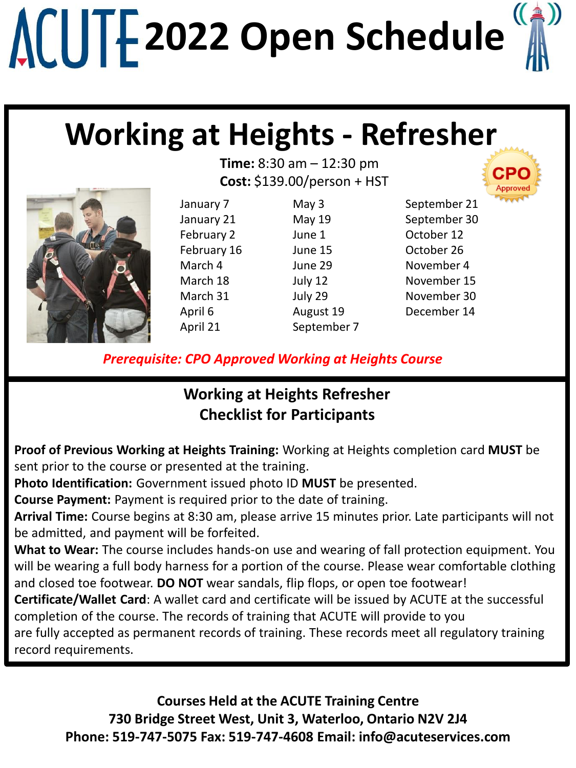# ACUTE 2022 Open Schedule

## Working at Heights - Refresher

**Time:** 8:30 am – 12:30 pm
**Cost:** $139.00/person + HST

CPO Approved

| | | |
|---|---|---|
| January 7 | May 3 | September 21 |
| January 21 | May 19 | September 30 |
| February 2 | June 1 | October 12 |
| February 16 | June 15 | October 26 |
| March 4 | June 29 | November 4 |
| March 18 | July 12 | November 15 |
| March 31 | July 29 | November 30 |
| April 6 | August 19 | December 14 |
| April 21 | September 7 | |

***Prerequisite: CPO Approved Working at Heights Course***

### Working at Heights Refresher Checklist for Participants

**Proof of Previous Working at Heights Training:** Working at Heights completion card **MUST** be sent prior to the course or presented at the training.
**Photo Identification:** Government issued photo ID **MUST** be presented.
**Course Payment:** Payment is required prior to the date of training.
**Arrival Time:** Course begins at 8:30 am, please arrive 15 minutes prior. Late participants will not be admitted, and payment will be forfeited.
**What to Wear:** The course includes hands-on use and wearing of fall protection equipment. You will be wearing a full body harness for a portion of the course. Please wear comfortable clothing and closed toe footwear. **DO NOT** wear sandals, flip flops, or open toe footwear!
**Certificate/Wallet Card**: A wallet card and certificate will be issued by ACUTE at the successful completion of the course. The records of training that ACUTE will provide to you are fully accepted as permanent records of training. These records meet all regulatory training record requirements.

**Courses Held at the ACUTE Training Centre**
**730 Bridge Street West, Unit 3, Waterloo, Ontario N2V 2J4**
**Phone: 519-747-5075 Fax: 519-747-4608 Email: info@acuteservices.com**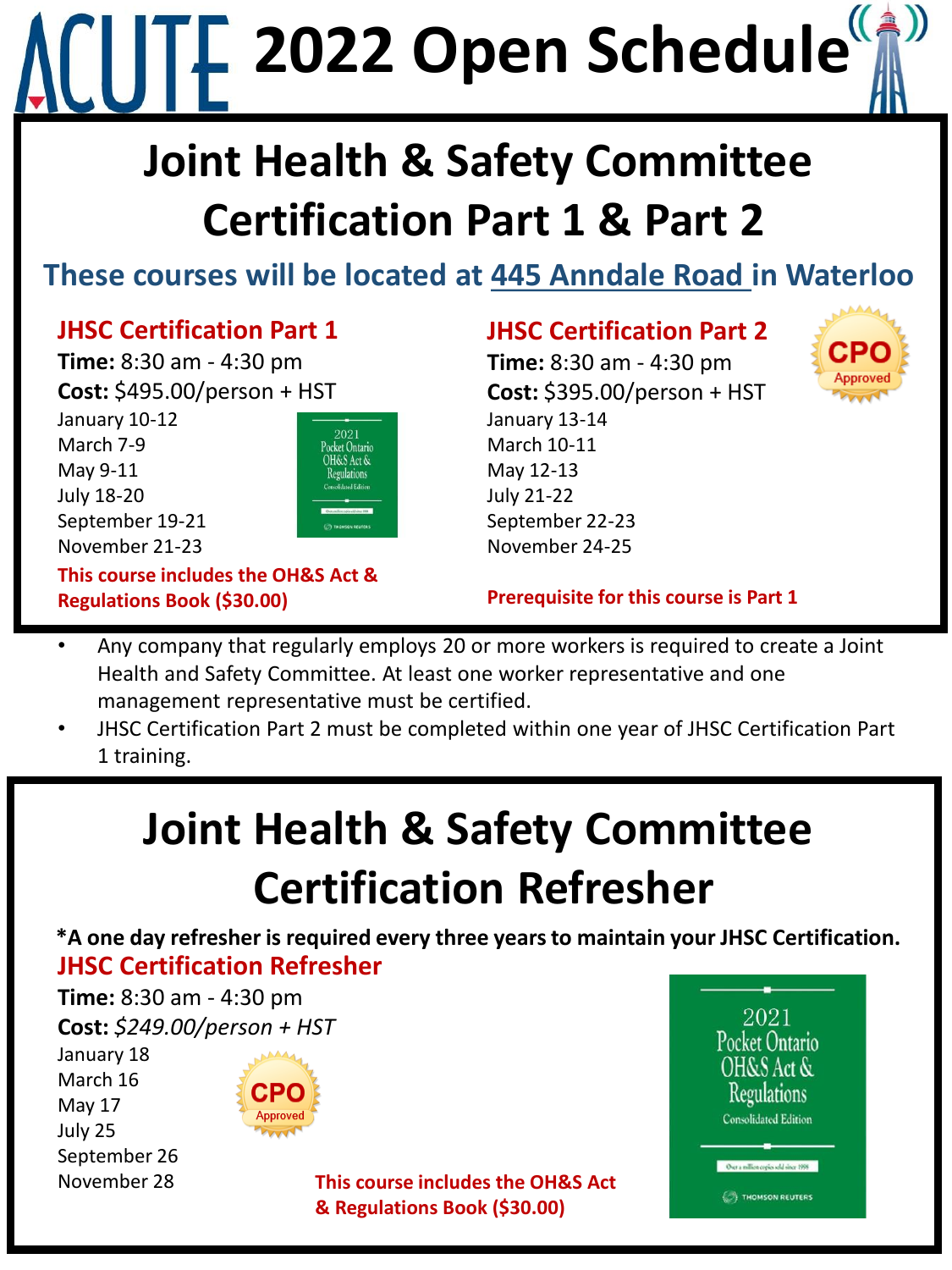# ACUTE 2022 Open Schedule

## Joint Health & Safety Committee Certification Part 1 & Part 2

**These courses will be located at 445 Anndale Road in Waterloo**

### JHSC Certification Part 1

**Time:** 8:30 am - 4:30 pm
**Cost:** $495.00/person + HST

January 10-12
March 7-9
May 9-11
July 18-20
September 19-21
November 21-23

**This course includes the OH&S Act & Regulations Book ($30.00)**

### JHSC Certification Part 2

CPO Approved

**Time:** 8:30 am - 4:30 pm
**Cost:** $395.00/person + HST

January 13-14
March 10-11
May 12-13
July 21-22
September 22-23
November 24-25

**Prerequisite for this course is Part 1**

- Any company that regularly employs 20 or more workers is required to create a Joint Health and Safety Committee. At least one worker representative and one management representative must be certified.
- JHSC Certification Part 2 must be completed within one year of JHSC Certification Part 1 training.

## Joint Health & Safety Committee Certification Refresher

**\*A one day refresher is required every three years to maintain your JHSC Certification.**

### JHSC Certification Refresher

**Time:** 8:30 am - 4:30 pm
**Cost:** *$249.00/person + HST*

January 18
March 16
May 17
July 25
September 26
November 28

CPO Approved

**This course includes the OH&S Act & Regulations Book ($30.00)**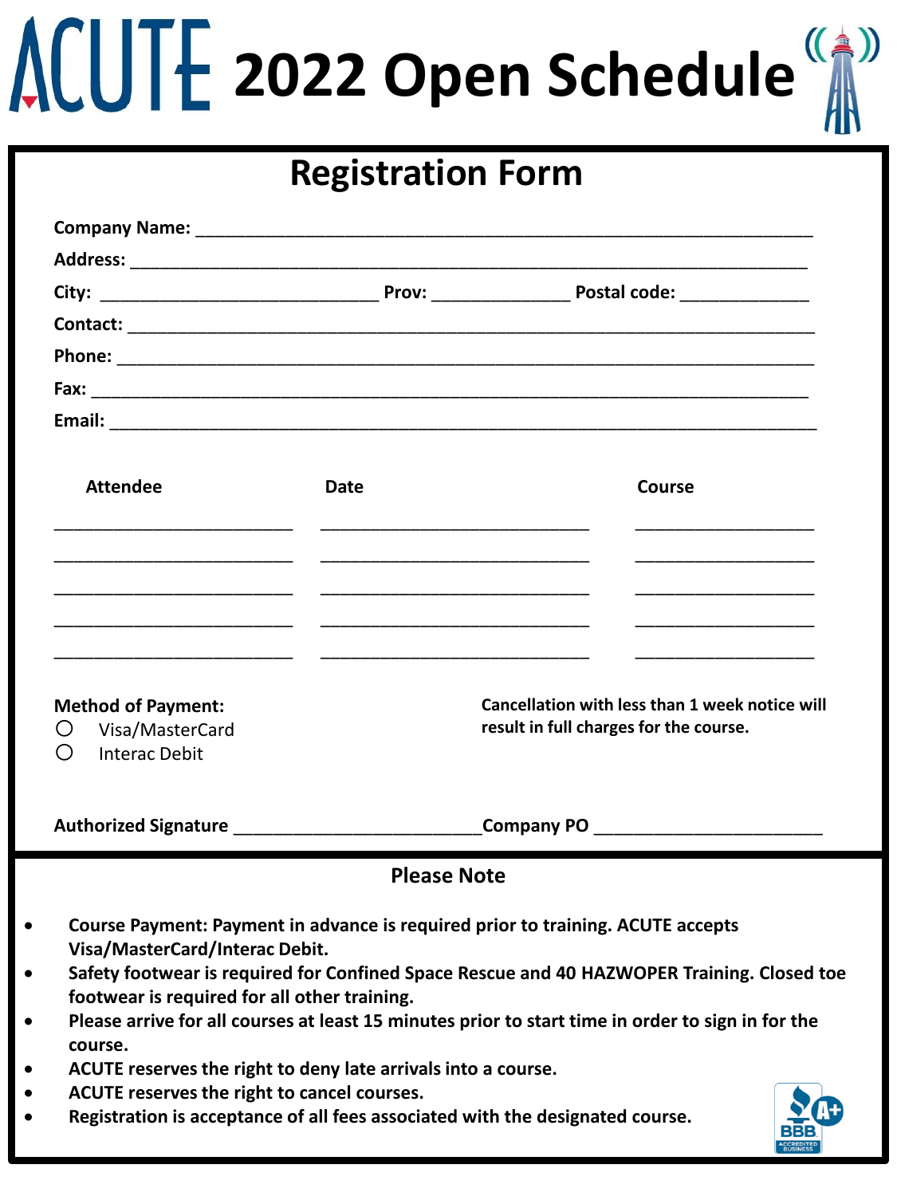# ACUTE 2022 Open Schedule

## Registration Form

**Company Name:** ______________________________________________________________

**Address:** ___________________________________________________________________

**City:** ____________________________ **Prov:** ______________ **Postal code:** _____________

**Contact:** ___________________________________________________________________

**Phone:** ____________________________________________________________________

**Fax:** ______________________________________________________________________

**Email:** ____________________________________________________________________

| Attendee | Date | Course |
|---|---|---|
| | | |
| | | |
| | | |
| | | |
| | | |

**Method of Payment:**

- ○ Visa/MasterCard
- ○ Interac Debit

**Cancellation with less than 1 week notice will result in full charges for the course.**

**Authorized Signature** _________________________ **Company PO** _______________________

### Please Note

- **Course Payment: Payment in advance is required prior to training. ACUTE accepts Visa/MasterCard/Interac Debit.**
- **Safety footwear is required for Confined Space Rescue and 40 HAZWOPER Training. Closed toe footwear is required for all other training.**
- **Please arrive for all courses at least 15 minutes prior to start time in order to sign in for the course.**
- **ACUTE reserves the right to deny late arrivals into a course.**
- **ACUTE reserves the right to cancel courses.**
- **Registration is acceptance of all fees associated with the designated course.**